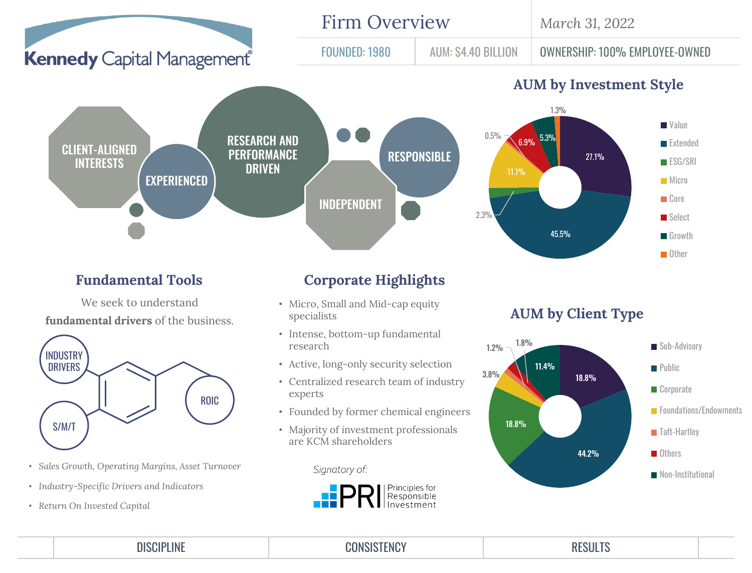# Kennedy Capital Management

## Firm Overview

March 31, 2022

| FOUNDED: 1980 | AUM: $4.40 BILLION | OWNERSHIP: 100% EMPLOYEE-OWNED |
|---|---|---|

CLIENT-ALIGNED INTERESTS · EXPERIENCED · RESEARCH AND PERFORMANCE DRIVEN · INDEPENDENT · RESPONSIBLE

## AUM by Investment Style

| Style | % |
|---|---|
| Value | 27.1% |
| Extended | 45.5% |
| ESG/SRI | 2.3% |
| Micro | 11.1% |
| Core | 0.5% |
| Select | 6.9% |
| Growth | 5.3% |
| Other | 1.3% |

## Fundamental Tools

We seek to understand **fundamental drivers** of the business.

INDUSTRY DRIVERS · ROIC · S/M/T

- *Sales Growth, Operating Margins, Asset Turnover*
- *Industry-Specific Drivers and Indicators*
- *Return On Invested Capital*

## Corporate Highlights

- Micro, Small and Mid-cap equity specialists
- Intense, bottom-up fundamental research
- Active, long-only security selection
- Centralized research team of industry experts
- Founded by former chemical engineers
- Majority of investment professionals are KCM shareholders

*Signatory of:*

PRI Principles for Responsible Investment

## AUM by Client Type

| Client Type | % |
|---|---|
| Sub-Advisory | 18.8% |
| Public | 44.2% |
| Corporate | 18.8% |
| Foundations/Endowments | 3.8% |
| Taft-Hartley | 1.2% |
| Others | 1.8% |
| Non-Institutional | 11.4% |

DISCIPLINE | CONSISTENCY | RESULTS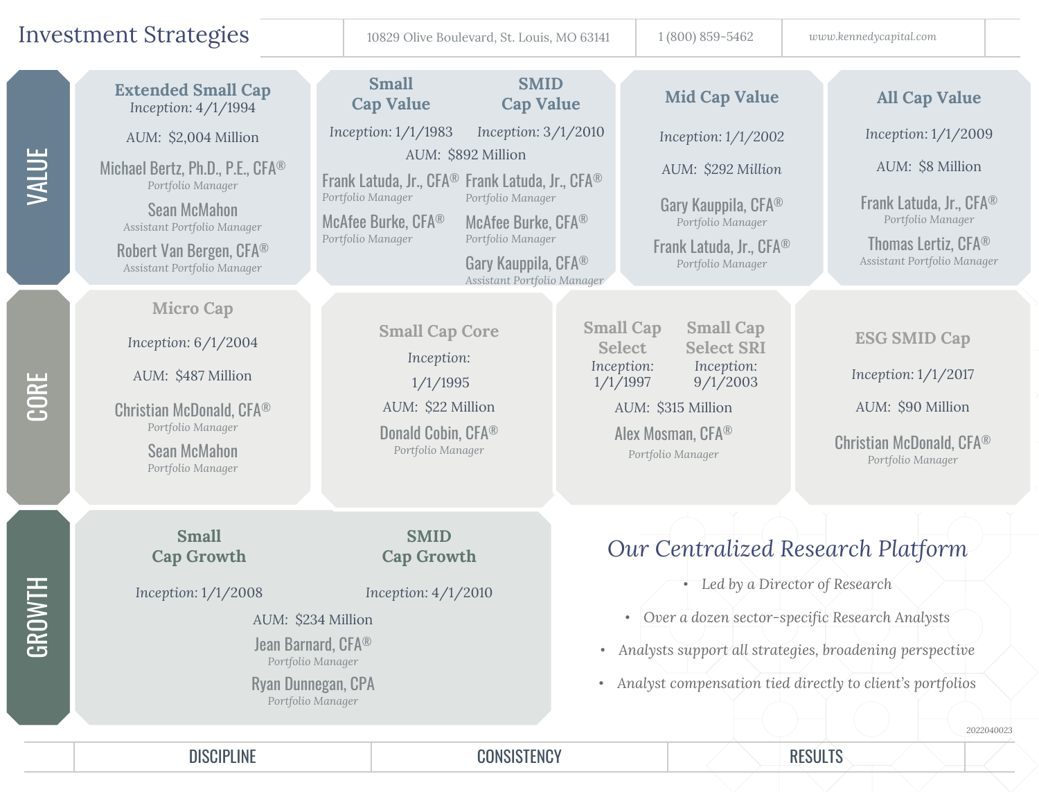# Investment Strategies

10829 Olive Boulevard, St. Louis, MO 63141 | 1 (800) 859-5462 | www.kennedycapital.com

## VALUE

### Extended Small Cap

*Inception: 4/1/1994*

AUM: $2,004 Million

Michael Bertz, Ph.D., P.E., CFA®
*Portfolio Manager*

Sean McMahon
*Assistant Portfolio Manager*

Robert Van Bergen, CFA®
*Assistant Portfolio Manager*

### Small Cap Value

*Inception: 1/1/1983*

Frank Latuda, Jr., CFA®
*Portfolio Manager*

McAfee Burke, CFA®
*Portfolio Manager*

### SMID Cap Value

*Inception: 3/1/2010*

Frank Latuda, Jr., CFA®
*Portfolio Manager*

McAfee Burke, CFA®
*Portfolio Manager*

Gary Kauppila, CFA®
*Assistant Portfolio Manager*

AUM (Small Cap Value and SMID Cap Value): $892 Million

### Mid Cap Value

*Inception: 1/1/2002*

AUM: $292 Million

Gary Kauppila, CFA®
*Portfolio Manager*

Frank Latuda, Jr., CFA®
*Portfolio Manager*

### All Cap Value

*Inception: 1/1/2009*

AUM: $8 Million

Frank Latuda, Jr., CFA®
*Portfolio Manager*

Thomas Lertiz, CFA®
*Assistant Portfolio Manager*

## CORE

### Micro Cap

*Inception: 6/1/2004*

AUM: $487 Million

Christian McDonald, CFA®
*Portfolio Manager*

Sean McMahon
*Portfolio Manager*

### Small Cap Core

*Inception: 1/1/1995*

AUM: $22 Million

Donald Cobin, CFA®
*Portfolio Manager*

### Small Cap Select

*Inception: 1/1/1997*

### Small Cap Select SRI

*Inception: 9/1/2003*

AUM (Small Cap Select and Small Cap Select SRI): $315 Million

Alex Mosman, CFA®
*Portfolio Manager*

### ESG SMID Cap

*Inception: 1/1/2017*

AUM: $90 Million

Christian McDonald, CFA®
*Portfolio Manager*

## GROWTH

### Small Cap Growth

*Inception: 1/1/2008*

### SMID Cap Growth

*Inception: 4/1/2010*

AUM (Small Cap Growth and SMID Cap Growth): $234 Million

Jean Barnard, CFA®
*Portfolio Manager*

Ryan Dunnegan, CPA
*Portfolio Manager*

## *Our Centralized Research Platform*

- *Led by a Director of Research*
- *Over a dozen sector-specific Research Analysts*
- *Analysts support all strategies, broadening perspective*
- *Analyst compensation tied directly to client's portfolios*

2022040023

DISCIPLINE | CONSISTENCY | RESULTS